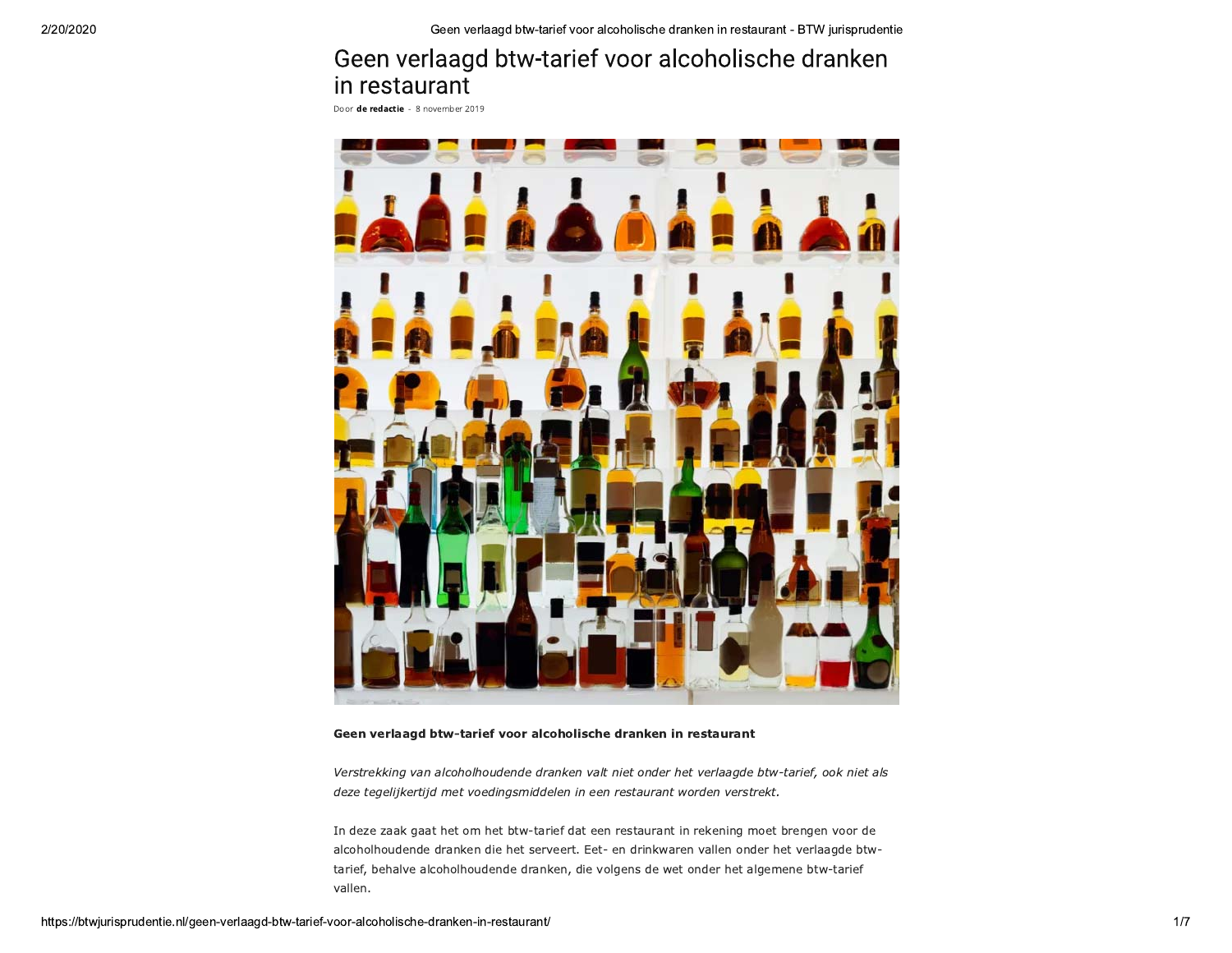# Geen verlaagd btw-tarief voor alcoholische dranken in restaurant

Door **de redactie** - 8 november 2019

**Geen verlaagd btw-tarief voor alcoholische dranken in restaurant**

*Verstrekking van alcoholhoudende dranken valt niet onder het verlaagde btw-tarief, ook niet als deze tegelijkertijd met voedingsmiddelen in een restaurant worden verstrekt.*

In deze zaak gaat het om het btw-tarief dat een restaurant in rekening moet brengen voor de alcoholhoudende dranken die het serveert. Eet- en drinkwaren vallen onder het verlaagde btw-tarief, behalve alcoholhoudende dranken, die volgens de wet onder het algemene btw-tarief vallen.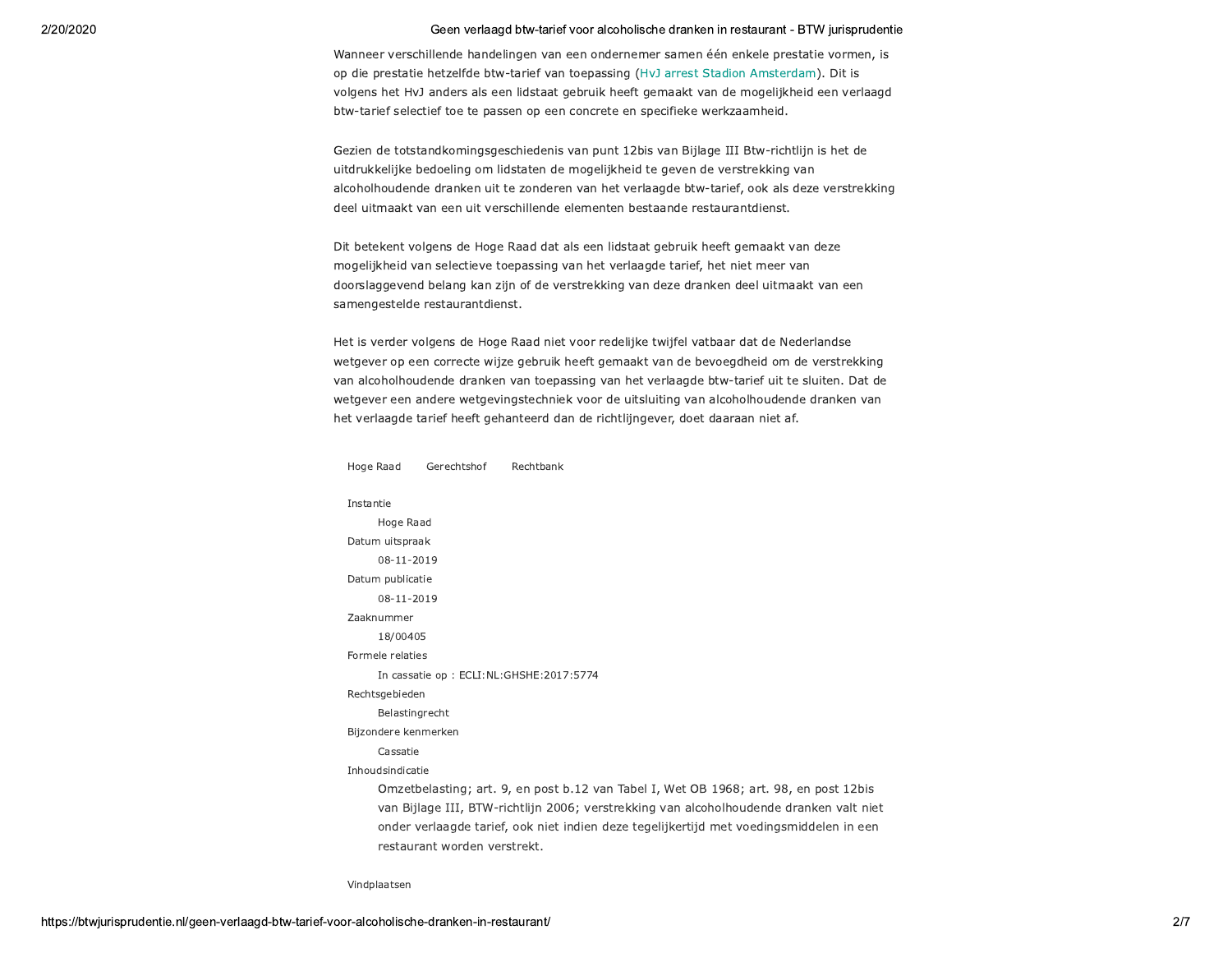Wanneer verschillende handelingen van een ondernemer samen één enkele prestatie vormen, is op die prestatie hetzelfde btw-tarief van toepassing (HvJ arrest Stadion Amsterdam). Dit is volgens het HvJ anders als een lidstaat gebruik heeft gemaakt van de mogelijkheid een verlaagd btw-tarief selectief toe te passen op een concrete en specifieke werkzaamheid.

Gezien de totstandkomingsgeschiedenis van punt 12bis van Bijlage III Btw-richtlijn is het de uitdrukkelijke bedoeling om lidstaten de mogelijkheid te geven de verstrekking van alcoholhoudende dranken uit te zonderen van het verlaagde btw-tarief, ook als deze verstrekking deel uitmaakt van een uit verschillende elementen bestaande restaurantdienst.

Dit betekent volgens de Hoge Raad dat als een lidstaat gebruik heeft gemaakt van deze mogelijkheid van selectieve toepassing van het verlaagde tarief, het niet meer van doorslaggevend belang kan zijn of de verstrekking van deze dranken deel uitmaakt van een samengestelde restaurantdienst.

Het is verder volgens de Hoge Raad niet voor redelijke twijfel vatbaar dat de Nederlandse wetgever op een correcte wijze gebruik heeft gemaakt van de bevoegdheid om de verstrekking van alcoholhoudende dranken van toepassing van het verlaagde btw-tarief uit te sluiten. Dat de wetgever een andere wetgevingstechniek voor de uitsluiting van alcoholhoudende dranken van het verlaagde tarief heeft gehanteerd dan de richtlijngever, doet daaraan niet af.

Hoge Raad    Gerechtshof    Rechtbank

Instantie
: Hoge Raad

Datum uitspraak
: 08-11-2019

Datum publicatie
: 08-11-2019

Zaaknummer
: 18/00405

Formele relaties
: In cassatie op : ECLI:NL:GHSHE:2017:5774

Rechtsgebieden
: Belastingrecht

Bijzondere kenmerken
: Cassatie

Inhoudsindicatie
: Omzetbelasting; art. 9, en post b.12 van Tabel I, Wet OB 1968; art. 98, en post 12bis van Bijlage III, BTW-richtlijn 2006; verstrekking van alcoholhoudende dranken valt niet onder verlaagde tarief, ook niet indien deze tegelijkertijd met voedingsmiddelen in een restaurant worden verstrekt.

Vindplaatsen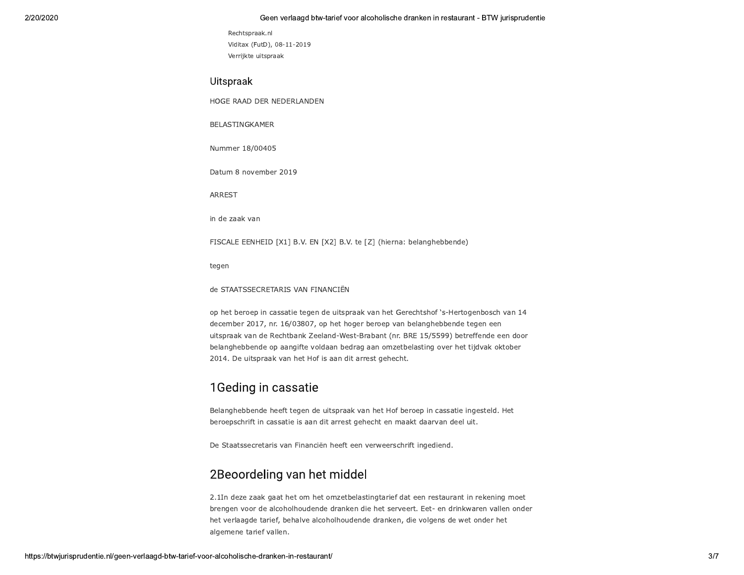Rechtspraak.nl

Viditax (FutD), 08-11-2019

Verrijkte uitspraak

## Uitspraak

HOGE RAAD DER NEDERLANDEN

BELASTINGKAMER

Nummer 18/00405

Datum 8 november 2019

ARREST

in de zaak van

FISCALE EENHEID [X1] B.V. EN [X2] B.V. te [Z] (hierna: belanghebbende)

tegen

de STAATSSECRETARIS VAN FINANCIËN

op het beroep in cassatie tegen de uitspraak van het Gerechtshof 's-Hertogenbosch van 14 december 2017, nr. 16/03807, op het hoger beroep van belanghebbende tegen een uitspraak van de Rechtbank Zeeland-West-Brabant (nr. BRE 15/5599) betreffende een door belanghebbende op aangifte voldaan bedrag aan omzetbelasting over het tijdvak oktober 2014. De uitspraak van het Hof is aan dit arrest gehecht.

## 1Geding in cassatie

Belanghebbende heeft tegen de uitspraak van het Hof beroep in cassatie ingesteld. Het beroepschrift in cassatie is aan dit arrest gehecht en maakt daarvan deel uit.

De Staatssecretaris van Financiën heeft een verweerschrift ingediend.

## 2Beoordeling van het middel

2.1In deze zaak gaat het om het omzetbelastingtarief dat een restaurant in rekening moet brengen voor de alcoholhoudende dranken die het serveert. Eet- en drinkwaren vallen onder het verlaagde tarief, behalve alcoholhoudende dranken, die volgens de wet onder het algemene tarief vallen.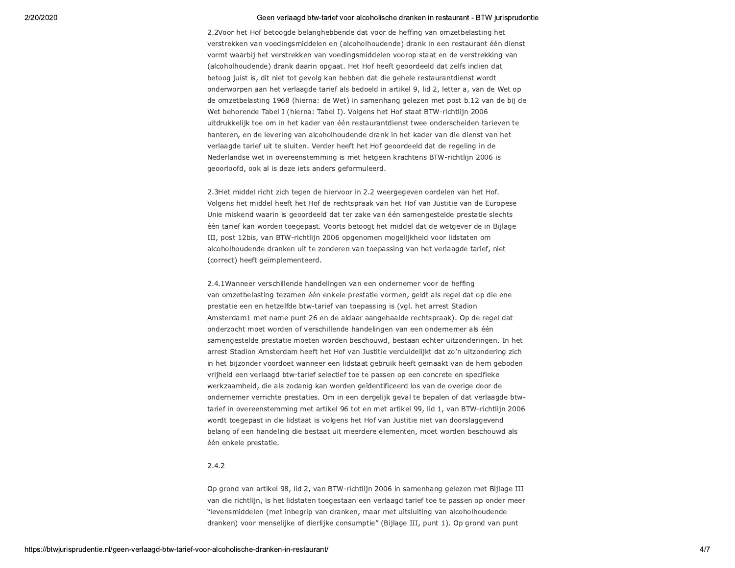2.2Voor het Hof betoogde belanghebbende dat voor de heffing van omzetbelasting het verstrekken van voedingsmiddelen en (alcoholhoudende) drank in een restaurant één dienst vormt waarbij het verstrekken van voedingsmiddelen voorop staat en de verstrekking van (alcoholhoudende) drank daarin opgaat. Het Hof heeft geoordeeld dat zelfs indien dat betoog juist is, dit niet tot gevolg kan hebben dat die gehele restaurantdienst wordt onderworpen aan het verlaagde tarief als bedoeld in artikel 9, lid 2, letter a, van de Wet op de omzetbelasting 1968 (hierna: de Wet) in samenhang gelezen met post b.12 van de bij de Wet behorende Tabel I (hierna: Tabel I). Volgens het Hof staat BTW-richtlijn 2006 uitdrukkelijk toe om in het kader van één restaurantdienst twee onderscheiden tarieven te hanteren, en de levering van alcoholhoudende drank in het kader van die dienst van het verlaagde tarief uit te sluiten. Verder heeft het Hof geoordeeld dat de regeling in de Nederlandse wet in overeenstemming is met hetgeen krachtens BTW-richtlijn 2006 is geoorloofd, ook al is deze iets anders geformuleerd.

2.3Het middel richt zich tegen de hiervoor in 2.2 weergegeven oordelen van het Hof. Volgens het middel heeft het Hof de rechtspraak van het Hof van Justitie van de Europese Unie miskend waarin is geoordeeld dat ter zake van één samengestelde prestatie slechts één tarief kan worden toegepast. Voorts betoogt het middel dat de wetgever de in Bijlage III, post 12bis, van BTW-richtlijn 2006 opgenomen mogelijkheid voor lidstaten om alcoholhoudende dranken uit te zonderen van toepassing van het verlaagde tarief, niet (correct) heeft geïmplementeerd.

2.4.1Wanneer verschillende handelingen van een ondernemer voor de heffing van omzetbelasting tezamen één enkele prestatie vormen, geldt als regel dat op die ene prestatie een en hetzelfde btw-tarief van toepassing is (vgl. het arrest Stadion Amsterdam1 met name punt 26 en de aldaar aangehaalde rechtspraak). Op de regel dat onderzocht moet worden of verschillende handelingen van een ondernemer als één samengestelde prestatie moeten worden beschouwd, bestaan echter uitzonderingen. In het arrest Stadion Amsterdam heeft het Hof van Justitie verduidelijkt dat zo'n uitzondering zich in het bijzonder voordoet wanneer een lidstaat gebruik heeft gemaakt van de hem geboden vrijheid een verlaagd btw-tarief selectief toe te passen op een concrete en specifieke werkzaamheid, die als zodanig kan worden geïdentificeerd los van de overige door de ondernemer verrichte prestaties. Om in een dergelijk geval te bepalen of dat verlaagde btw-tarief in overeenstemming met artikel 96 tot en met artikel 99, lid 1, van BTW-richtlijn 2006 wordt toegepast in die lidstaat is volgens het Hof van Justitie niet van doorslaggevend belang of een handeling die bestaat uit meerdere elementen, moet worden beschouwd als één enkele prestatie.

2.4.2

Op grond van artikel 98, lid 2, van BTW-richtlijn 2006 in samenhang gelezen met Bijlage III van die richtlijn, is het lidstaten toegestaan een verlaagd tarief toe te passen op onder meer "levensmiddelen (met inbegrip van dranken, maar met uitsluiting van alcoholhoudende dranken) voor menselijke of dierlijke consumptie" (Bijlage III, punt 1). Op grond van punt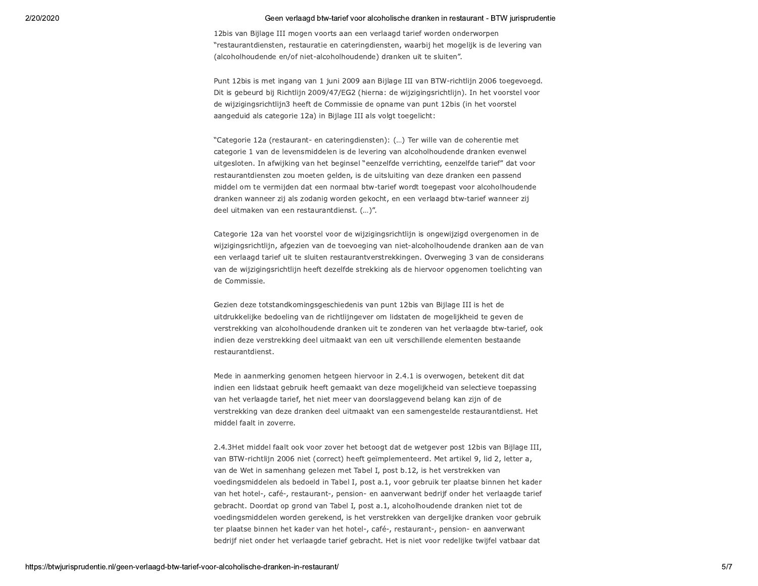12bis van Bijlage III mogen voorts aan een verlaagd tarief worden onderworpen "restaurantdiensten, restauratie en cateringdiensten, waarbij het mogelijk is de levering van (alcoholhoudende en/of niet-alcoholhoudende) dranken uit te sluiten".

Punt 12bis is met ingang van 1 juni 2009 aan Bijlage III van BTW-richtlijn 2006 toegevoegd. Dit is gebeurd bij Richtlijn 2009/47/EG2 (hierna: de wijzigingsrichtlijn). In het voorstel voor de wijzigingsrichtlijn3 heeft de Commissie de opname van punt 12bis (in het voorstel aangeduid als categorie 12a) in Bijlage III als volgt toegelicht:

"Categorie 12a (restaurant- en cateringdiensten): (…) Ter wille van de coherentie met categorie 1 van de levensmiddelen is de levering van alcoholhoudende dranken evenwel uitgesloten. In afwijking van het beginsel "eenzelfde verrichting, eenzelfde tarief" dat voor restaurantdiensten zou moeten gelden, is de uitsluiting van deze dranken een passend middel om te vermijden dat een normaal btw-tarief wordt toegepast voor alcoholhoudende dranken wanneer zij als zodanig worden gekocht, en een verlaagd btw-tarief wanneer zij deel uitmaken van een restaurantdienst. (…)".

Categorie 12a van het voorstel voor de wijzigingsrichtlijn is ongewijzigd overgenomen in de wijzigingsrichtlijn, afgezien van de toevoeging van niet-alcoholhoudende dranken aan de van een verlaagd tarief uit te sluiten restaurantverstrekkingen. Overweging 3 van de considerans van de wijzigingsrichtlijn heeft dezelfde strekking als de hiervoor opgenomen toelichting van de Commissie.

Gezien deze totstandkomingsgeschiedenis van punt 12bis van Bijlage III is het de uitdrukkelijke bedoeling van de richtlijngever om lidstaten de mogelijkheid te geven de verstrekking van alcoholhoudende dranken uit te zonderen van het verlaagde btw-tarief, ook indien deze verstrekking deel uitmaakt van een uit verschillende elementen bestaande restaurantdienst.

Mede in aanmerking genomen hetgeen hiervoor in 2.4.1 is overwogen, betekent dit dat indien een lidstaat gebruik heeft gemaakt van deze mogelijkheid van selectieve toepassing van het verlaagde tarief, het niet meer van doorslaggevend belang kan zijn of de verstrekking van deze dranken deel uitmaakt van een samengestelde restaurantdienst. Het middel faalt in zoverre.

2.4.3Het middel faalt ook voor zover het betoogt dat de wetgever post 12bis van Bijlage III, van BTW-richtlijn 2006 niet (correct) heeft geïmplementeerd. Met artikel 9, lid 2, letter a, van de Wet in samenhang gelezen met Tabel I, post b.12, is het verstrekken van voedingsmiddelen als bedoeld in Tabel I, post a.1, voor gebruik ter plaatse binnen het kader van het hotel-, café-, restaurant-, pension- en aanverwant bedrijf onder het verlaagde tarief gebracht. Doordat op grond van Tabel I, post a.1, alcoholhoudende dranken niet tot de voedingsmiddelen worden gerekend, is het verstrekken van dergelijke dranken voor gebruik ter plaatse binnen het kader van het hotel-, café-, restaurant-, pension- en aanverwant bedrijf niet onder het verlaagde tarief gebracht. Het is niet voor redelijke twijfel vatbaar dat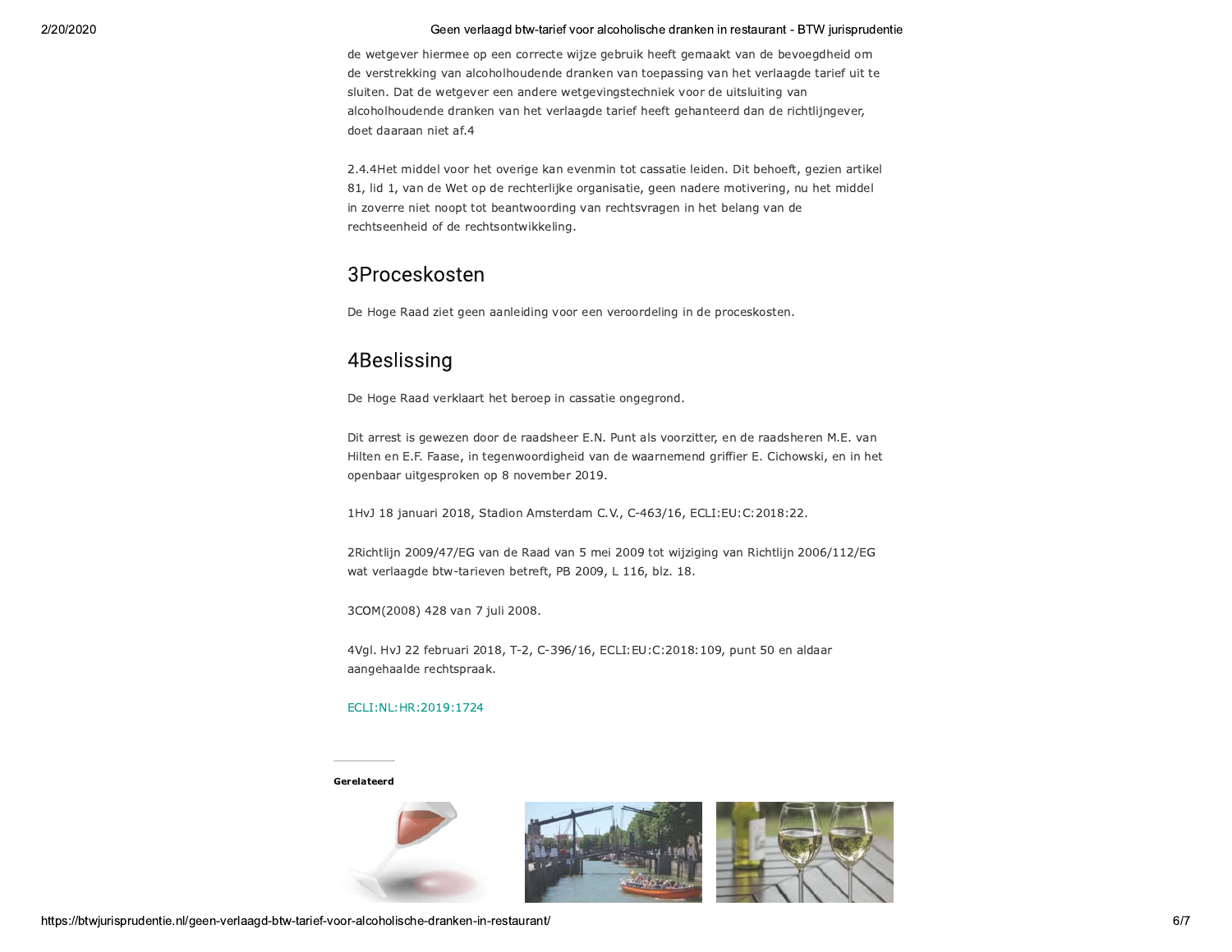de wetgever hiermee op een correcte wijze gebruik heeft gemaakt van de bevoegdheid om de verstrekking van alcoholhoudende dranken van toepassing van het verlaagde tarief uit te sluiten. Dat de wetgever een andere wetgevingstechniek voor de uitsluiting van alcoholhoudende dranken van het verlaagde tarief heeft gehanteerd dan de richtlijngever, doet daaraan niet af.[4]

2.4.4 Het middel voor het overige kan evenmin tot cassatie leiden. Dit behoeft, gezien artikel 81, lid 1, van de Wet op de rechterlijke organisatie, geen nadere motivering, nu het middel in zoverre niet noopt tot beantwoording van rechtsvragen in het belang van de rechtseenheid of de rechtsontwikkeling.

## 3 Proceskosten

De Hoge Raad ziet geen aanleiding voor een veroordeling in de proceskosten.

## 4 Beslissing

De Hoge Raad verklaart het beroep in cassatie ongegrond.

Dit arrest is gewezen door de raadsheer E.N. Punt als voorzitter, en de raadsheren M.E. van Hilten en E.F. Faase, in tegenwoordigheid van de waarnemend griffier E. Cichowski, en in het openbaar uitgesproken op 8 november 2019.

1 HvJ 18 januari 2018, Stadion Amsterdam C.V., C-463/16, ECLI:EU:C:2018:22.

2 Richtlijn 2009/47/EG van de Raad van 5 mei 2009 tot wijziging van Richtlijn 2006/112/EG wat verlaagde btw-tarieven betreft, PB 2009, L 116, blz. 18.

3 COM(2008) 428 van 7 juli 2008.

4 Vgl. HvJ 22 februari 2018, T-2, C-396/16, ECLI:EU:C:2018:109, punt 50 en aldaar aangehaalde rechtspraak.

ECLI:NL:HR:2019:1724

**Gerelateerd**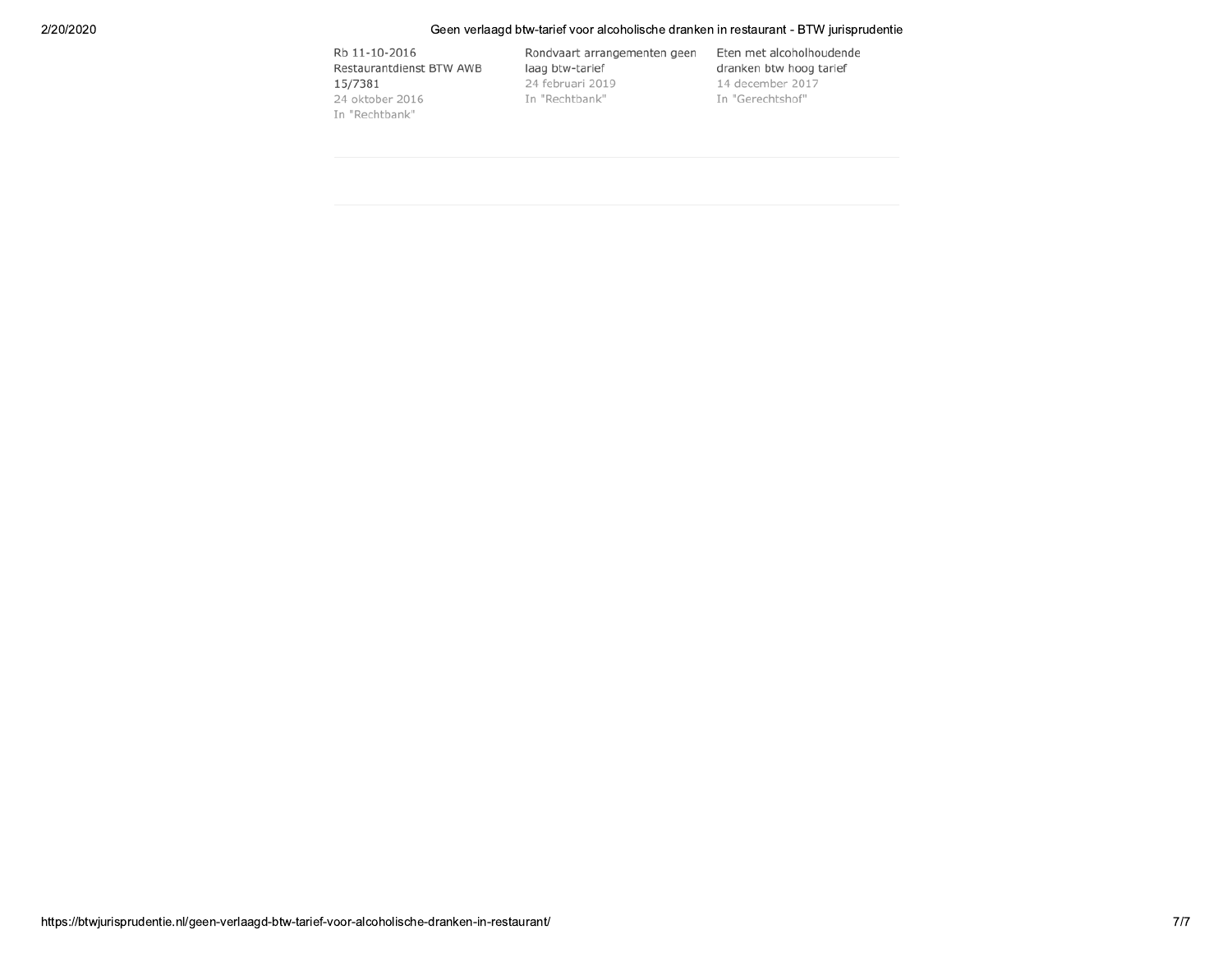Rb 11-10-2016 Restaurantdienst BTW AWB 15/7381
24 oktober 2016
In "Rechtbank"

Rondvaart arrangementen geen laag btw-tarief
24 februari 2019
In "Rechtbank"

Eten met alcoholhoudende dranken btw hoog tarief
14 december 2017
In "Gerechtshof"